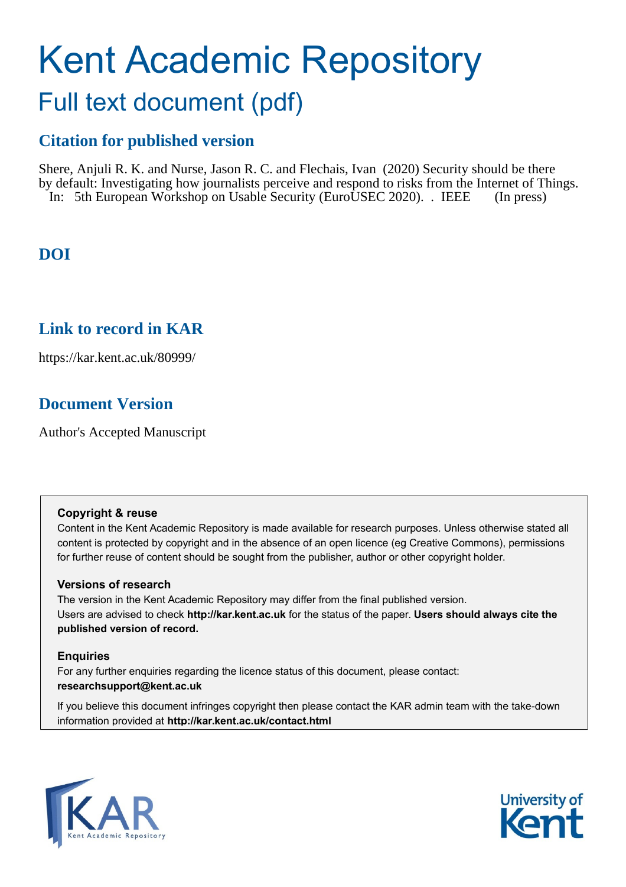# Kent Academic Repository

## Full text document (pdf)

### Citation for published version

Shere, Anjuli R. K. and Nurse, Jason R. C. and Flechais, Ivan (2020) Security should be there by default: Investigating how journalists perceive and respond to risks from the Internet of Things. In: 5th European Workshop on Usable Security (EuroUSEC 2020). . IEEE (In press)

### DOI

### Link to record in KAR

https://kar.kent.ac.uk/80999/

### Document Version

Author's Accepted Manuscript

**Copyright & reuse**

Content in the Kent Academic Repository is made available for research purposes. Unless otherwise stated all content is protected by copyright and in the absence of an open licence (eg Creative Commons), permissions for further reuse of content should be sought from the publisher, author or other copyright holder.

**Versions of research**

The version in the Kent Academic Repository may differ from the final published version. Users are advised to check **http://kar.kent.ac.uk** for the status of the paper. **Users should always cite the published version of record.**

**Enquiries**

For any further enquiries regarding the licence status of this document, please contact: **researchsupport@kent.ac.uk**

If you believe this document infringes copyright then please contact the KAR admin team with the take-down information provided at **http://kar.kent.ac.uk/contact.html**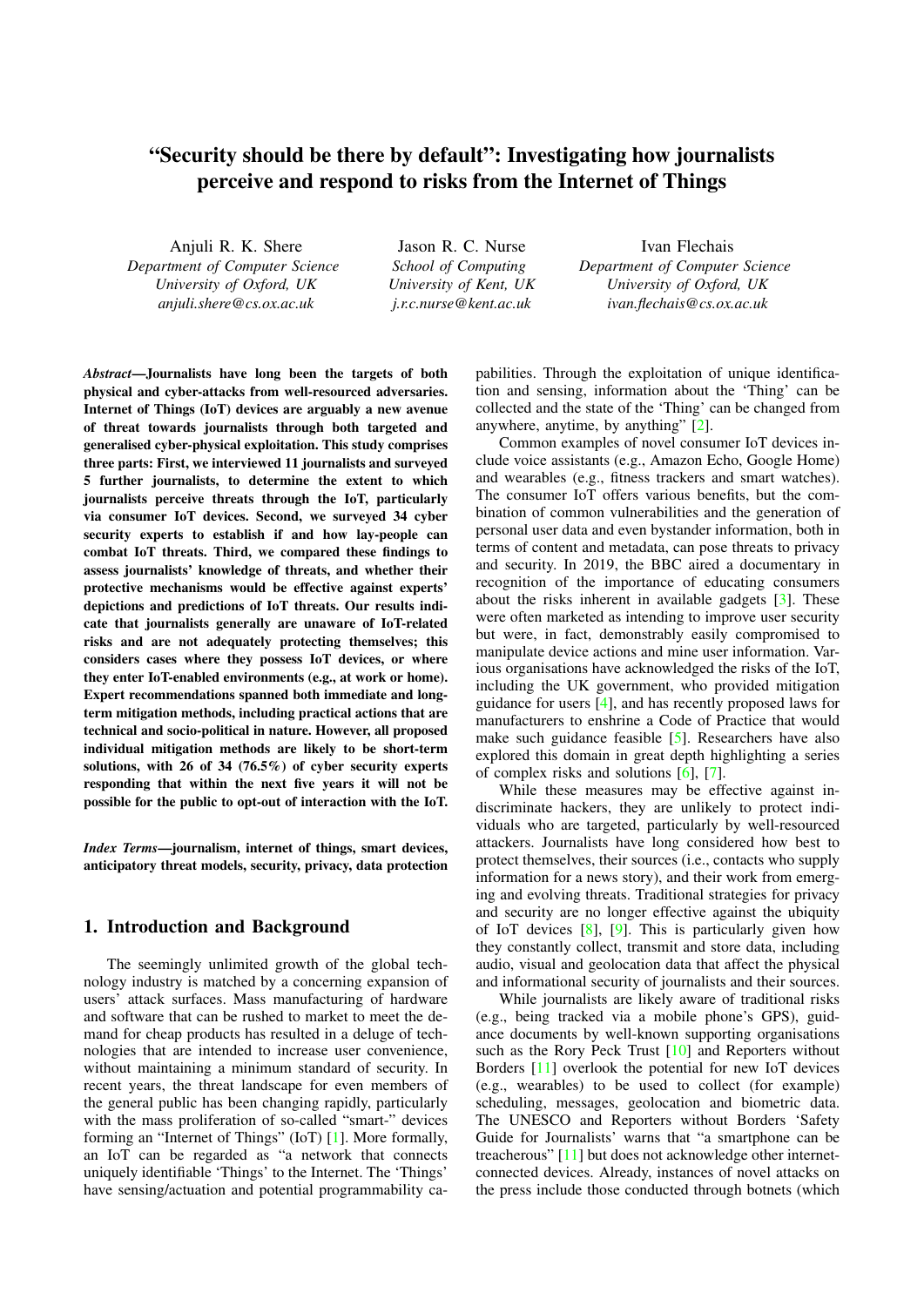# "Security should be there by default": Investigating how journalists perceive and respond to risks from the Internet of Things

Anjuli R. K. Shere
*Department of Computer Science*
*University of Oxford, UK*
*anjuli.shere@cs.ox.ac.uk*

Jason R. C. Nurse
*School of Computing*
*University of Kent, UK*
*j.r.c.nurse@kent.ac.uk*

Ivan Flechais
*Department of Computer Science*
*University of Oxford, UK*
*ivan.flechais@cs.ox.ac.uk*

***Abstract*—Journalists have long been the targets of both physical and cyber-attacks from well-resourced adversaries. Internet of Things (IoT) devices are arguably a new avenue of threat towards journalists through both targeted and generalised cyber-physical exploitation. This study comprises three parts: First, we interviewed 11 journalists and surveyed 5 further journalists, to determine the extent to which journalists perceive threats through the IoT, particularly via consumer IoT devices. Second, we surveyed 34 cyber security experts to establish if and how lay-people can combat IoT threats. Third, we compared these findings to assess journalists' knowledge of threats, and whether their protective mechanisms would be effective against experts' depictions and predictions of IoT threats. Our results indicate that journalists generally are unaware of IoT-related risks and are not adequately protecting themselves; this considers cases where they possess IoT devices, or where they enter IoT-enabled environments (e.g., at work or home). Expert recommendations spanned both immediate and long-term mitigation methods, including practical actions that are technical and socio-political in nature. However, all proposed individual mitigation methods are likely to be short-term solutions, with 26 of 34 (76.5%) of cyber security experts responding that within the next five years it will not be possible for the public to opt-out of interaction with the IoT.**

***Index Terms*—journalism, internet of things, smart devices, anticipatory threat models, security, privacy, data protection**

## 1. Introduction and Background

The seemingly unlimited growth of the global technology industry is matched by a concerning expansion of users' attack surfaces. Mass manufacturing of hardware and software that can be rushed to market to meet the demand for cheap products has resulted in a deluge of technologies that are intended to increase user convenience, without maintaining a minimum standard of security. In recent years, the threat landscape for even members of the general public has been changing rapidly, particularly with the mass proliferation of so-called "smart-" devices forming an "Internet of Things" (IoT) [1]. More formally, an IoT can be regarded as "a network that connects uniquely identifiable 'Things' to the Internet. The 'Things' have sensing/actuation and potential programmability capabilities. Through the exploitation of unique identification and sensing, information about the 'Thing' can be collected and the state of the 'Thing' can be changed from anywhere, anytime, by anything" [2].

Common examples of novel consumer IoT devices include voice assistants (e.g., Amazon Echo, Google Home) and wearables (e.g., fitness trackers and smart watches). The consumer IoT offers various benefits, but the combination of common vulnerabilities and the generation of personal user data and even bystander information, both in terms of content and metadata, can pose threats to privacy and security. In 2019, the BBC aired a documentary in recognition of the importance of educating consumers about the risks inherent in available gadgets [3]. These were often marketed as intending to improve user security but were, in fact, demonstrably easily compromised to manipulate device actions and mine user information. Various organisations have acknowledged the risks of the IoT, including the UK government, who provided mitigation guidance for users [4], and has recently proposed laws for manufacturers to enshrine a Code of Practice that would make such guidance feasible [5]. Researchers have also explored this domain in great depth highlighting a series of complex risks and solutions [6], [7].

While these measures may be effective against indiscriminate hackers, they are unlikely to protect individuals who are targeted, particularly by well-resourced attackers. Journalists have long considered how best to protect themselves, their sources (i.e., contacts who supply information for a news story), and their work from emerging and evolving threats. Traditional strategies for privacy and security are no longer effective against the ubiquity of IoT devices [8], [9]. This is particularly given how they constantly collect, transmit and store data, including audio, visual and geolocation data that affect the physical and informational security of journalists and their sources.

While journalists are likely aware of traditional risks (e.g., being tracked via a mobile phone's GPS), guidance documents by well-known supporting organisations such as the Rory Peck Trust [10] and Reporters without Borders [11] overlook the potential for new IoT devices (e.g., wearables) to be used to collect (for example) scheduling, messages, geolocation and biometric data. The UNESCO and Reporters without Borders 'Safety Guide for Journalists' warns that "a smartphone can be treacherous" [11] but does not acknowledge other internet-connected devices. Already, instances of novel attacks on the press include those conducted through botnets (which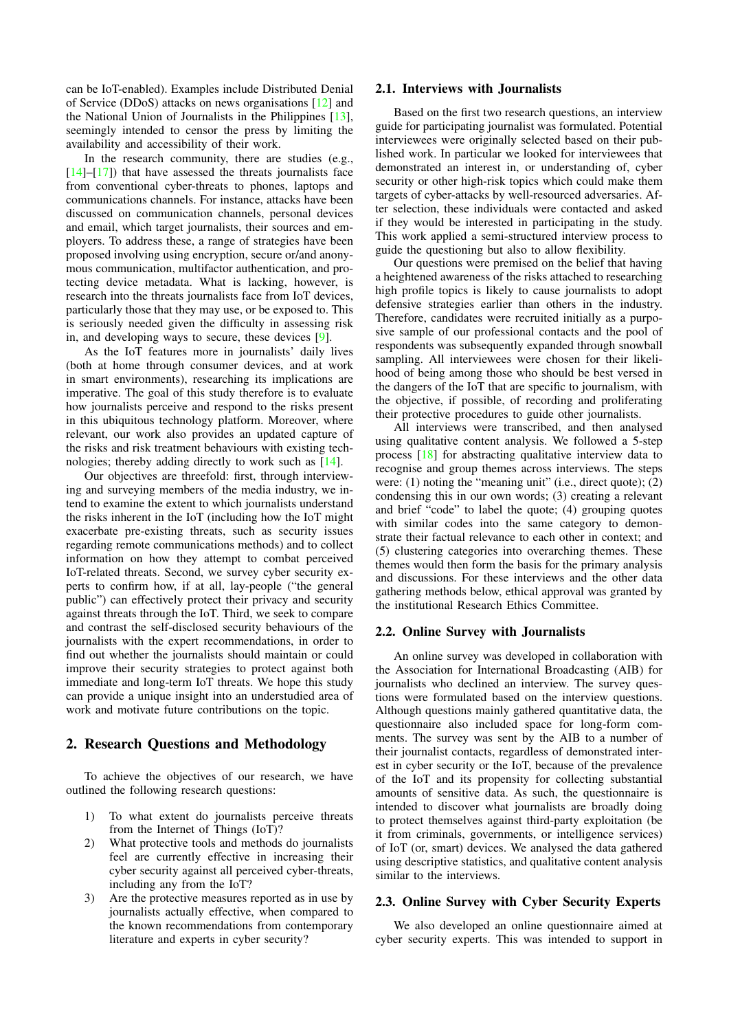can be IoT-enabled). Examples include Distributed Denial of Service (DDoS) attacks on news organisations [12] and the National Union of Journalists in the Philippines [13], seemingly intended to censor the press by limiting the availability and accessibility of their work.

In the research community, there are studies (e.g., [14]–[17]) that have assessed the threats journalists face from conventional cyber-threats to phones, laptops and communications channels. For instance, attacks have been discussed on communication channels, personal devices and email, which target journalists, their sources and employers. To address these, a range of strategies have been proposed involving using encryption, secure or/and anonymous communication, multifactor authentication, and protecting device metadata. What is lacking, however, is research into the threats journalists face from IoT devices, particularly those that they may use, or be exposed to. This is seriously needed given the difficulty in assessing risk in, and developing ways to secure, these devices [9].

As the IoT features more in journalists' daily lives (both at home through consumer devices, and at work in smart environments), researching its implications are imperative. The goal of this study therefore is to evaluate how journalists perceive and respond to the risks present in this ubiquitous technology platform. Moreover, where relevant, our work also provides an updated capture of the risks and risk treatment behaviours with existing technologies; thereby adding directly to work such as [14].

Our objectives are threefold: first, through interviewing and surveying members of the media industry, we intend to examine the extent to which journalists understand the risks inherent in the IoT (including how the IoT might exacerbate pre-existing threats, such as security issues regarding remote communications methods) and to collect information on how they attempt to combat perceived IoT-related threats. Second, we survey cyber security experts to confirm how, if at all, lay-people ("the general public") can effectively protect their privacy and security against threats through the IoT. Third, we seek to compare and contrast the self-disclosed security behaviours of the journalists with the expert recommendations, in order to find out whether the journalists should maintain or could improve their security strategies to protect against both immediate and long-term IoT threats. We hope this study can provide a unique insight into an understudied area of work and motivate future contributions on the topic.

## 2. Research Questions and Methodology

To achieve the objectives of our research, we have outlined the following research questions:

1) To what extent do journalists perceive threats from the Internet of Things (IoT)?
2) What protective tools and methods do journalists feel are currently effective in increasing their cyber security against all perceived cyber-threats, including any from the IoT?
3) Are the protective measures reported as in use by journalists actually effective, when compared to the known recommendations from contemporary literature and experts in cyber security?

### 2.1. Interviews with Journalists

Based on the first two research questions, an interview guide for participating journalist was formulated. Potential interviewees were originally selected based on their published work. In particular we looked for interviewees that demonstrated an interest in, or understanding of, cyber security or other high-risk topics which could make them targets of cyber-attacks by well-resourced adversaries. After selection, these individuals were contacted and asked if they would be interested in participating in the study. This work applied a semi-structured interview process to guide the questioning but also to allow flexibility.

Our questions were premised on the belief that having a heightened awareness of the risks attached to researching high profile topics is likely to cause journalists to adopt defensive strategies earlier than others in the industry. Therefore, candidates were recruited initially as a purposive sample of our professional contacts and the pool of respondents was subsequently expanded through snowball sampling. All interviewees were chosen for their likelihood of being among those who should be best versed in the dangers of the IoT that are specific to journalism, with the objective, if possible, of recording and proliferating their protective procedures to guide other journalists.

All interviews were transcribed, and then analysed using qualitative content analysis. We followed a 5-step process [18] for abstracting qualitative interview data to recognise and group themes across interviews. The steps were: (1) noting the "meaning unit" (i.e., direct quote); (2) condensing this in our own words; (3) creating a relevant and brief "code" to label the quote; (4) grouping quotes with similar codes into the same category to demonstrate their factual relevance to each other in context; and (5) clustering categories into overarching themes. These themes would then form the basis for the primary analysis and discussions. For these interviews and the other data gathering methods below, ethical approval was granted by the institutional Research Ethics Committee.

### 2.2. Online Survey with Journalists

An online survey was developed in collaboration with the Association for International Broadcasting (AIB) for journalists who declined an interview. The survey questions were formulated based on the interview questions. Although questions mainly gathered quantitative data, the questionnaire also included space for long-form comments. The survey was sent by the AIB to a number of their journalist contacts, regardless of demonstrated interest in cyber security or the IoT, because of the prevalence of the IoT and its propensity for collecting substantial amounts of sensitive data. As such, the questionnaire is intended to discover what journalists are broadly doing to protect themselves against third-party exploitation (be it from criminals, governments, or intelligence services) of IoT (or, smart) devices. We analysed the data gathered using descriptive statistics, and qualitative content analysis similar to the interviews.

### 2.3. Online Survey with Cyber Security Experts

We also developed an online questionnaire aimed at cyber security experts. This was intended to support in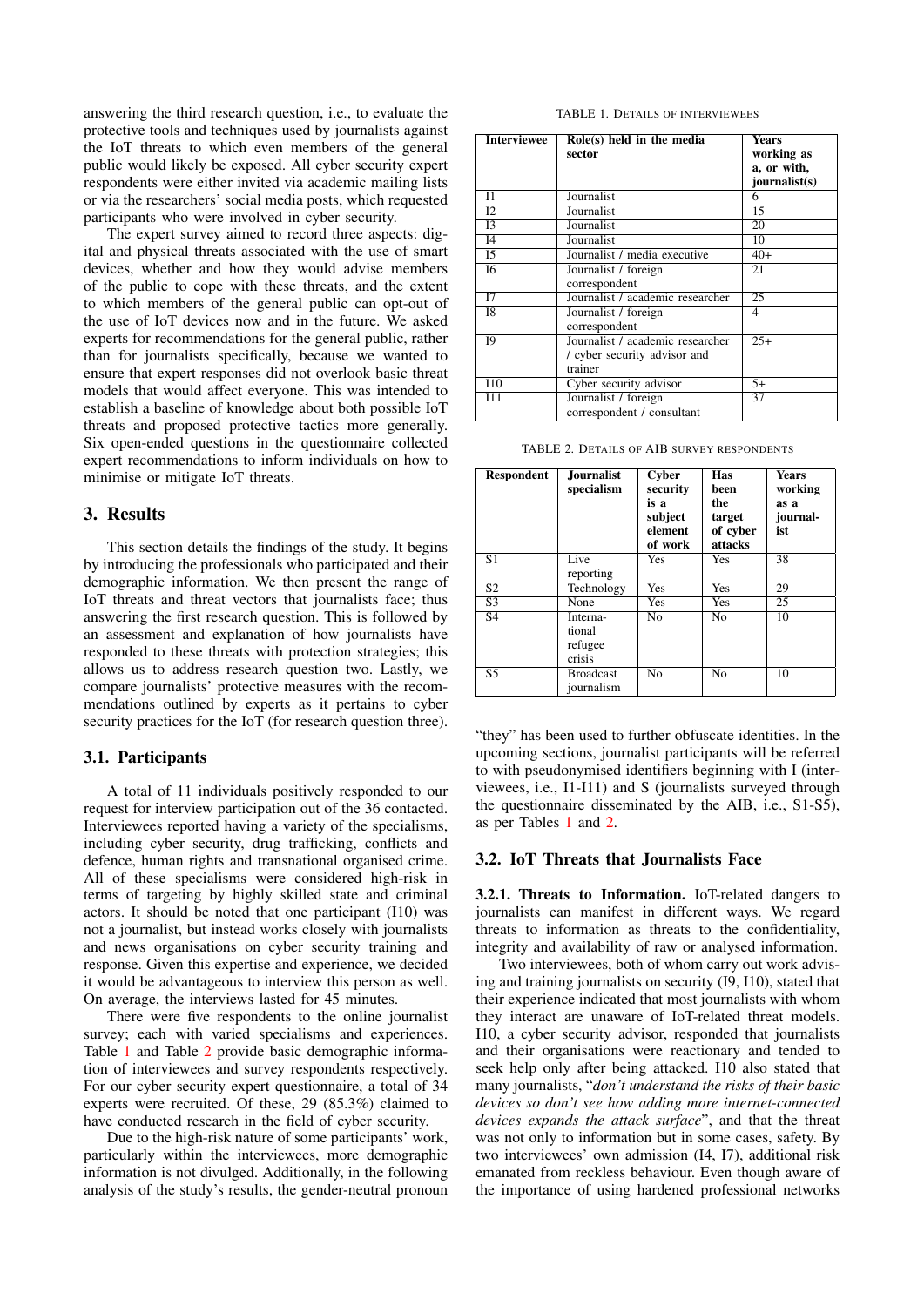answering the third research question, i.e., to evaluate the protective tools and techniques used by journalists against the IoT threats to which even members of the general public would likely be exposed. All cyber security expert respondents were either invited via academic mailing lists or via the researchers' social media posts, which requested participants who were involved in cyber security.

The expert survey aimed to record three aspects: digital and physical threats associated with the use of smart devices, whether and how they would advise members of the public to cope with these threats, and the extent to which members of the general public can opt-out of the use of IoT devices now and in the future. We asked experts for recommendations for the general public, rather than for journalists specifically, because we wanted to ensure that expert responses did not overlook basic threat models that would affect everyone. This was intended to establish a baseline of knowledge about both possible IoT threats and proposed protective tactics more generally. Six open-ended questions in the questionnaire collected expert recommendations to inform individuals on how to minimise or mitigate IoT threats.

## 3. Results

This section details the findings of the study. It begins by introducing the professionals who participated and their demographic information. We then present the range of IoT threats and threat vectors that journalists face; thus answering the first research question. This is followed by an assessment and explanation of how journalists have responded to these threats with protection strategies; this allows us to address research question two. Lastly, we compare journalists' protective measures with the recommendations outlined by experts as it pertains to cyber security practices for the IoT (for research question three).

### 3.1. Participants

A total of 11 individuals positively responded to our request for interview participation out of the 36 contacted. Interviewees reported having a variety of the specialisms, including cyber security, drug trafficking, conflicts and defence, human rights and transnational organised crime. All of these specialisms were considered high-risk in terms of targeting by highly skilled state and criminal actors. It should be noted that one participant (I10) was not a journalist, but instead works closely with journalists and news organisations on cyber security training and response. Given this expertise and experience, we decided it would be advantageous to interview this person as well. On average, the interviews lasted for 45 minutes.

There were five respondents to the online journalist survey; each with varied specialisms and experiences. Table 1 and Table 2 provide basic demographic information of interviewees and survey respondents respectively. For our cyber security expert questionnaire, a total of 34 experts were recruited. Of these, 29 (85.3%) claimed to have conducted research in the field of cyber security.

Due to the high-risk nature of some participants' work, particularly within the interviewees, more demographic information is not divulged. Additionally, in the following analysis of the study's results, the gender-neutral pronoun "they" has been used to further obfuscate identities. In the upcoming sections, journalist participants will be referred to with pseudonymised identifiers beginning with I (interviewees, i.e., I1-I11) and S (journalists surveyed through the questionnaire disseminated by the AIB, i.e., S1-S5), as per Tables 1 and 2.

TABLE 1. Details of interviewees

| Interviewee | Role(s) held in the media sector | Years working as a, or with, journalist(s) |
|---|---|---|
| I1 | Journalist | 6 |
| I2 | Journalist | 15 |
| I3 | Journalist | 20 |
| I4 | Journalist | 10 |
| I5 | Journalist / media executive | 40+ |
| I6 | Journalist / foreign correspondent | 21 |
| I7 | Journalist / academic researcher | 25 |
| I8 | Journalist / foreign correspondent | 4 |
| I9 | Journalist / academic researcher / cyber security advisor and trainer | 25+ |
| I10 | Cyber security advisor | 5+ |
| I11 | Journalist / foreign correspondent / consultant | 37 |

TABLE 2. Details of AIB survey respondents

| Respondent | Journalist specialism | Cyber security is a subject element of work | Has been the target of cyber attacks | Years working as a journalist |
|---|---|---|---|---|
| S1 | Live reporting | Yes | Yes | 38 |
| S2 | Technology | Yes | Yes | 29 |
| S3 | None | Yes | Yes | 25 |
| S4 | International refugee crisis | No | No | 10 |
| S5 | Broadcast journalism | No | No | 10 |

### 3.2. IoT Threats that Journalists Face

**3.2.1. Threats to Information.** IoT-related dangers to journalists can manifest in different ways. We regard threats to information as threats to the confidentiality, integrity and availability of raw or analysed information.

Two interviewees, both of whom carry out work advising and training journalists on security (I9, I10), stated that their experience indicated that most journalists with whom they interact are unaware of IoT-related threat models. I10, a cyber security advisor, responded that journalists and their organisations were reactionary and tended to seek help only after being attacked. I10 also stated that many journalists, "*don't understand the risks of their basic devices so don't see how adding more internet-connected devices expands the attack surface*", and that the threat was not only to information but in some cases, safety. By two interviewees' own admission (I4, I7), additional risk emanated from reckless behaviour. Even though aware of the importance of using hardened professional networks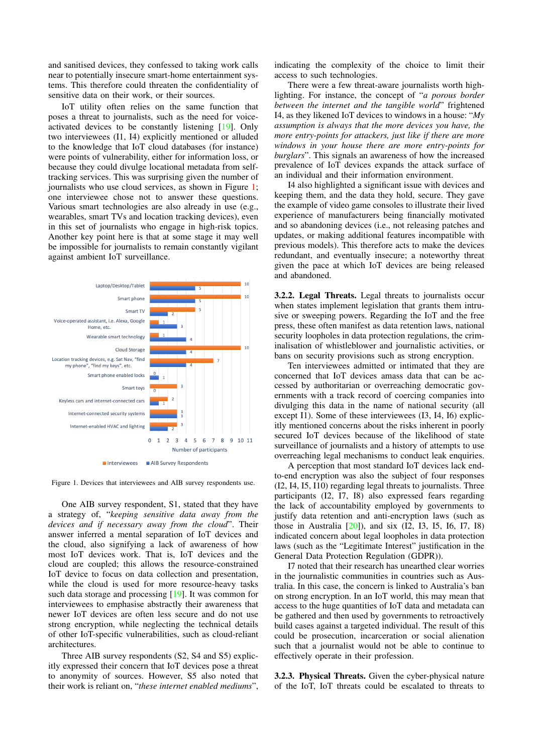and sanitised devices, they confessed to taking work calls near to potentially insecure smart-home entertainment systems. This therefore could threaten the confidentiality of sensitive data on their work, or their sources.

IoT utility often relies on the same function that poses a threat to journalists, such as the need for voice-activated devices to be constantly listening [19]. Only two interviewees (I1, I4) explicitly mentioned or alluded to the knowledge that IoT cloud databases (for instance) were points of vulnerability, either for information loss, or because they could divulge locational metadata from self-tracking services. This was surprising given the number of journalists who use cloud services, as shown in Figure 1; one interviewee chose not to answer these questions. Various smart technologies are also already in use (e.g., wearables, smart TVs and location tracking devices), even in this set of journalists who engage in high-risk topics. Another key point here is that at some stage it may well be impossible for journalists to remain constantly vigilant against ambient IoT surveillance.

| Device | Interviewees | AIB Survey Respondents |
|---|---|---|
| Laptop/Desktop/Tablet | 10 | 5 |
| Smart phone | 10 | 5 |
| Smart TV | 5 | 2 |
| Voice-operated assistant, i.e. Alexa, Google Home, etc. | 1 | 3 |
| Wearable smart technology | 1 | 4 |
| Cloud Storage | 10 | 4 |
| Location tracking devices, e.g. Sat Nav, "find my phone", "find my keys", etc. | 7 | 4 |
| Smart phone enabled locks | 0 | 1 |
| Smart toys | 3 | 0 |
| Keyless cars and internet-connected cars | 2 | 1 |
| Internet-connected security systems | 3 | 3 |
| Internet-enabled HVAC and lighting | 3 | 2 |

Figure 1. Devices that interviewees and AIB survey respondents use.

One AIB survey respondent, S1, stated that they have a strategy of, "*keeping sensitive data away from the devices and if necessary away from the cloud*". Their answer inferred a mental separation of IoT devices and the cloud, also signifying a lack of awareness of how most IoT devices work. That is, IoT devices and the cloud are coupled; this allows the resource-constrained IoT device to focus on data collection and presentation, while the cloud is used for more resource-heavy tasks such data storage and processing [19]. It was common for interviewees to emphasise abstractly their awareness that newer IoT devices are often less secure and do not use strong encryption, while neglecting the technical details of other IoT-specific vulnerabilities, such as cloud-reliant architectures.

Three AIB survey respondents (S2, S4 and S5) explicitly expressed their concern that IoT devices pose a threat to anonymity of sources. However, S5 also noted that their work is reliant on, "*these internet enabled mediums*", indicating the complexity of the choice to limit their access to such technologies.

There were a few threat-aware journalists worth highlighting. For instance, the concept of "*a porous border between the internet and the tangible world*" frightened I4, as they likened IoT devices to windows in a house: "*My assumption is always that the more devices you have, the more entry-points for attackers, just like if there are more windows in your house there are more entry-points for burglars*". This signals an awareness of how the increased prevalence of IoT devices expands the attack surface of an individual and their information environment.

I4 also highlighted a significant issue with devices and keeping them, and the data they hold, secure. They gave the example of video game consoles to illustrate their lived experience of manufacturers being financially motivated and so abandoning devices (i.e., not releasing patches and updates, or making additional features incompatible with previous models). This therefore acts to make the devices redundant, and eventually insecure; a noteworthy threat given the pace at which IoT devices are being released and abandoned.

**3.2.2. Legal Threats.** Legal threats to journalists occur when states implement legislation that grants them intrusive or sweeping powers. Regarding the IoT and the free press, these often manifest as data retention laws, national security loopholes in data protection regulations, the criminalisation of whistleblower and journalistic activities, or bans on security provisions such as strong encryption.

Ten interviewees admitted or intimated that they are concerned that IoT devices amass data that can be accessed by authoritarian or overreaching democratic governments with a track record of coercing companies into divulging this data in the name of national security (all except I1). Some of these interviewees (I3, I4, I6) explicitly mentioned concerns about the risks inherent in poorly secured IoT devices because of the likelihood of state surveillance of journalists and a history of attempts to use overreaching legal mechanisms to conduct leak enquiries.

A perception that most standard IoT devices lack end-to-end encryption was also the subject of four responses (I2, I4, I5, I10) regarding legal threats to journalists. Three participants (I2, I7, I8) also expressed fears regarding the lack of accountability employed by governments to justify data retention and anti-encryption laws (such as those in Australia [20]), and six (I2, I3, I5, I6, I7, I8) indicated concern about legal loopholes in data protection laws (such as the "Legitimate Interest" justification in the General Data Protection Regulation (GDPR)).

I7 noted that their research has unearthed clear worries in the journalistic communities in countries such as Australia. In this case, the concern is linked to Australia's ban on strong encryption. In an IoT world, this may mean that access to the huge quantities of IoT data and metadata can be gathered and then used by governments to retroactively build cases against a targeted individual. The result of this could be prosecution, incarceration or social alienation such that a journalist would not be able to continue to effectively operate in their profession.

**3.2.3. Physical Threats.** Given the cyber-physical nature of the IoT, IoT threats could be escalated to threats to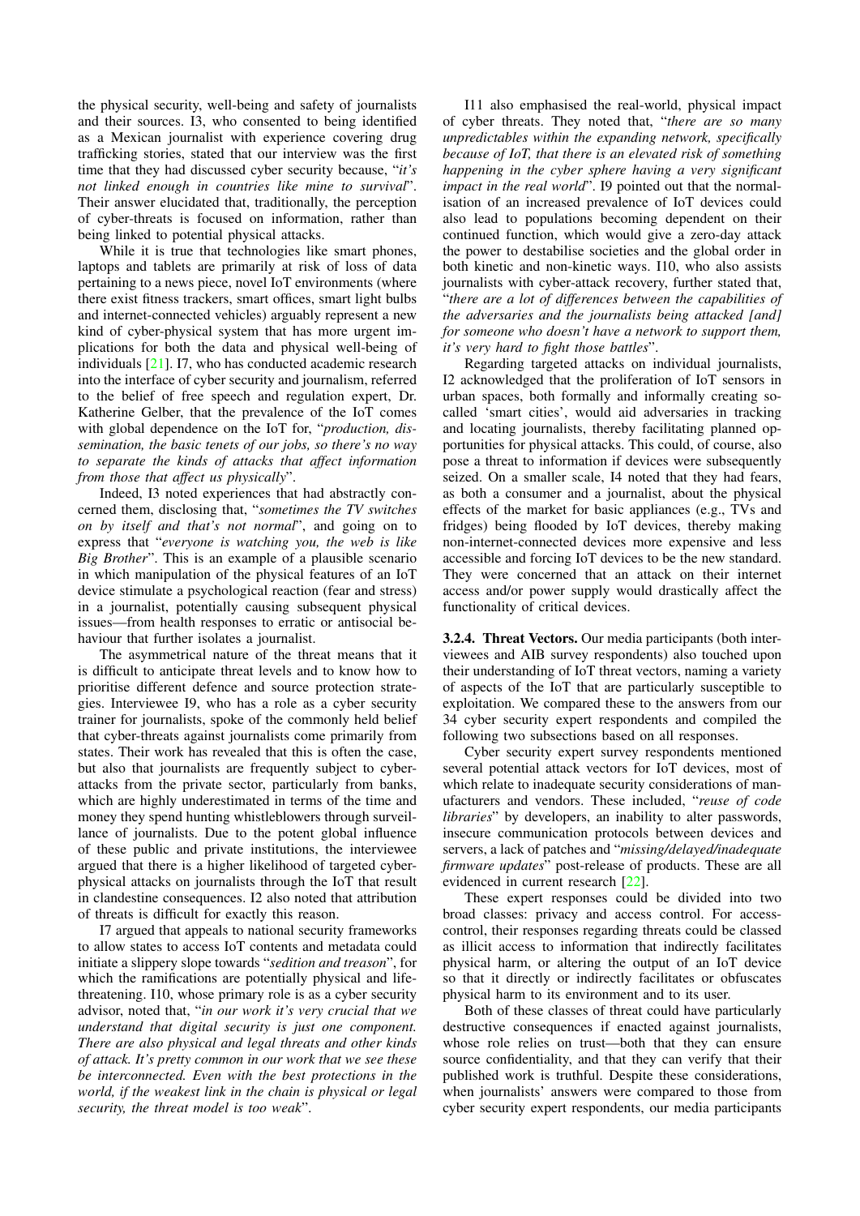the physical security, well-being and safety of journalists and their sources. I3, who consented to being identified as a Mexican journalist with experience covering drug trafficking stories, stated that our interview was the first time that they had discussed cyber security because, "*it's not linked enough in countries like mine to survival*". Their answer elucidated that, traditionally, the perception of cyber-threats is focused on information, rather than being linked to potential physical attacks.

While it is true that technologies like smart phones, laptops and tablets are primarily at risk of loss of data pertaining to a news piece, novel IoT environments (where there exist fitness trackers, smart offices, smart light bulbs and internet-connected vehicles) arguably represent a new kind of cyber-physical system that has more urgent implications for both the data and physical well-being of individuals [21]. I7, who has conducted academic research into the interface of cyber security and journalism, referred to the belief of free speech and regulation expert, Dr. Katherine Gelber, that the prevalence of the IoT comes with global dependence on the IoT for, "*production, dissemination, the basic tenets of our jobs, so there's no way to separate the kinds of attacks that affect information from those that affect us physically*".

Indeed, I3 noted experiences that had abstractly concerned them, disclosing that, "*sometimes the TV switches on by itself and that's not normal*", and going on to express that "*everyone is watching you, the web is like Big Brother*". This is an example of a plausible scenario in which manipulation of the physical features of an IoT device stimulate a psychological reaction (fear and stress) in a journalist, potentially causing subsequent physical issues—from health responses to erratic or antisocial behaviour that further isolates a journalist.

The asymmetrical nature of the threat means that it is difficult to anticipate threat levels and to know how to prioritise different defence and source protection strategies. Interviewee I9, who has a role as a cyber security trainer for journalists, spoke of the commonly held belief that cyber-threats against journalists come primarily from states. Their work has revealed that this is often the case, but also that journalists are frequently subject to cyber-attacks from the private sector, particularly from banks, which are highly underestimated in terms of the time and money they spend hunting whistleblowers through surveillance of journalists. Due to the potent global influence of these public and private institutions, the interviewee argued that there is a higher likelihood of targeted cyber-physical attacks on journalists through the IoT that result in clandestine consequences. I2 also noted that attribution of threats is difficult for exactly this reason.

I7 argued that appeals to national security frameworks to allow states to access IoT contents and metadata could initiate a slippery slope towards "*sedition and treason*", for which the ramifications are potentially physical and life-threatening. I10, whose primary role is as a cyber security advisor, noted that, "*in our work it's very crucial that we understand that digital security is just one component. There are also physical and legal threats and other kinds of attack. It's pretty common in our work that we see these be interconnected. Even with the best protections in the world, if the weakest link in the chain is physical or legal security, the threat model is too weak*".

I11 also emphasised the real-world, physical impact of cyber threats. They noted that, "*there are so many unpredictables within the expanding network, specifically because of IoT, that there is an elevated risk of something happening in the cyber sphere having a very significant impact in the real world*". I9 pointed out that the normalisation of an increased prevalence of IoT devices could also lead to populations becoming dependent on their continued function, which would give a zero-day attack the power to destabilise societies and the global order in both kinetic and non-kinetic ways. I10, who also assists journalists with cyber-attack recovery, further stated that, "*there are a lot of differences between the capabilities of the adversaries and the journalists being attacked [and] for someone who doesn't have a network to support them, it's very hard to fight those battles*".

Regarding targeted attacks on individual journalists, I2 acknowledged that the proliferation of IoT sensors in urban spaces, both formally and informally creating so-called 'smart cities', would aid adversaries in tracking and locating journalists, thereby facilitating planned opportunities for physical attacks. This could, of course, also pose a threat to information if devices were subsequently seized. On a smaller scale, I4 noted that they had fears, as both a consumer and a journalist, about the physical effects of the market for basic appliances (e.g., TVs and fridges) being flooded by IoT devices, thereby making non-internet-connected devices more expensive and less accessible and forcing IoT devices to be the new standard. They were concerned that an attack on their internet access and/or power supply would drastically affect the functionality of critical devices.

**3.2.4. Threat Vectors.** Our media participants (both interviewees and AIB survey respondents) also touched upon their understanding of IoT threat vectors, naming a variety of aspects of the IoT that are particularly susceptible to exploitation. We compared these to the answers from our 34 cyber security expert respondents and compiled the following two subsections based on all responses.

Cyber security expert survey respondents mentioned several potential attack vectors for IoT devices, most of which relate to inadequate security considerations of manufacturers and vendors. These included, "*reuse of code libraries*" by developers, an inability to alter passwords, insecure communication protocols between devices and servers, a lack of patches and "*missing/delayed/inadequate firmware updates*" post-release of products. These are all evidenced in current research [22].

These expert responses could be divided into two broad classes: privacy and access control. For access-control, their responses regarding threats could be classed as illicit access to information that indirectly facilitates physical harm, or altering the output of an IoT device so that it directly or indirectly facilitates or obfuscates physical harm to its environment and to its user.

Both of these classes of threat could have particularly destructive consequences if enacted against journalists, whose role relies on trust—both that they can ensure source confidentiality, and that they can verify that their published work is truthful. Despite these considerations, when journalists' answers were compared to those from cyber security expert respondents, our media participants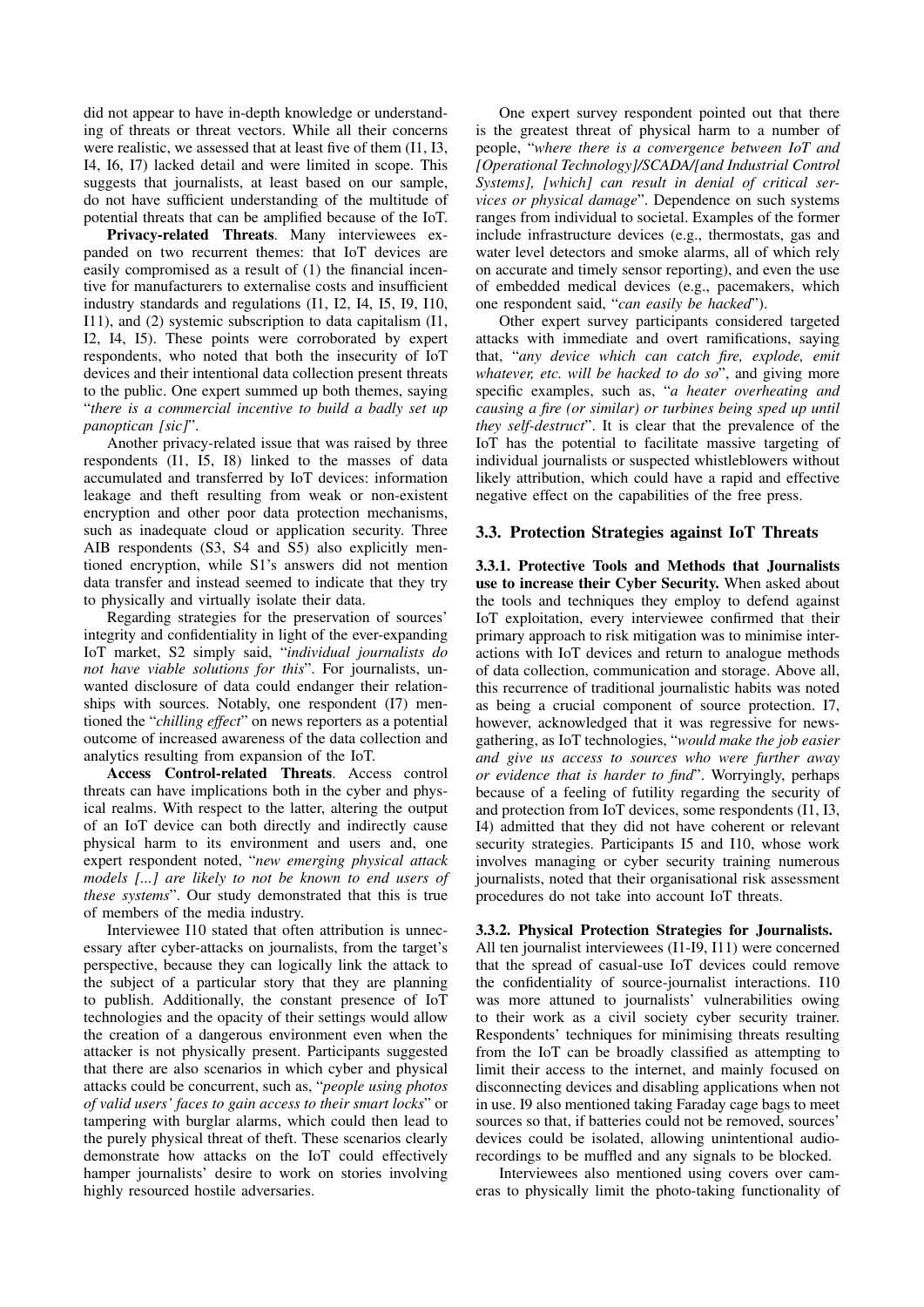did not appear to have in-depth knowledge or understanding of threats or threat vectors. While all their concerns were realistic, we assessed that at least five of them (I1, I3, I4, I6, I7) lacked detail and were limited in scope. This suggests that journalists, at least based on our sample, do not have sufficient understanding of the multitude of potential threats that can be amplified because of the IoT.

**Privacy-related Threats**. Many interviewees expanded on two recurrent themes: that IoT devices are easily compromised as a result of (1) the financial incentive for manufacturers to externalise costs and insufficient industry standards and regulations (I1, I2, I4, I5, I9, I10, I11), and (2) systemic subscription to data capitalism (I1, I2, I4, I5). These points were corroborated by expert respondents, who noted that both the insecurity of IoT devices and their intentional data collection present threats to the public. One expert summed up both themes, saying "*there is a commercial incentive to build a badly set up panoptican [sic]*".

Another privacy-related issue that was raised by three respondents (I1, I5, I8) linked to the masses of data accumulated and transferred by IoT devices: information leakage and theft resulting from weak or non-existent encryption and other poor data protection mechanisms, such as inadequate cloud or application security. Three AIB respondents (S3, S4 and S5) also explicitly mentioned encryption, while S1's answers did not mention data transfer and instead seemed to indicate that they try to physically and virtually isolate their data.

Regarding strategies for the preservation of sources' integrity and confidentiality in light of the ever-expanding IoT market, S2 simply said, "*individual journalists do not have viable solutions for this*". For journalists, unwanted disclosure of data could endanger their relationships with sources. Notably, one respondent (I7) mentioned the "*chilling effect*" on news reporters as a potential outcome of increased awareness of the data collection and analytics resulting from expansion of the IoT.

**Access Control-related Threats**. Access control threats can have implications both in the cyber and physical realms. With respect to the latter, altering the output of an IoT device can both directly and indirectly cause physical harm to its environment and users and, one expert respondent noted, "*new emerging physical attack models [...] are likely to not be known to end users of these systems*". Our study demonstrated that this is true of members of the media industry.

Interviewee I10 stated that often attribution is unnecessary after cyber-attacks on journalists, from the target's perspective, because they can logically link the attack to the subject of a particular story that they are planning to publish. Additionally, the constant presence of IoT technologies and the opacity of their settings would allow the creation of a dangerous environment even when the attacker is not physically present. Participants suggested that there are also scenarios in which cyber and physical attacks could be concurrent, such as, "*people using photos of valid users' faces to gain access to their smart locks*" or tampering with burglar alarms, which could then lead to the purely physical threat of theft. These scenarios clearly demonstrate how attacks on the IoT could effectively hamper journalists' desire to work on stories involving highly resourced hostile adversaries.

One expert survey respondent pointed out that there is the greatest threat of physical harm to a number of people, "*where there is a convergence between IoT and [Operational Technology]/SCADA/[and Industrial Control Systems], [which] can result in denial of critical services or physical damage*". Dependence on such systems ranges from individual to societal. Examples of the former include infrastructure devices (e.g., thermostats, gas and water level detectors and smoke alarms, all of which rely on accurate and timely sensor reporting), and even the use of embedded medical devices (e.g., pacemakers, which one respondent said, "*can easily be hacked*").

Other expert survey participants considered targeted attacks with immediate and overt ramifications, saying that, "*any device which can catch fire, explode, emit whatever, etc. will be hacked to do so*", and giving more specific examples, such as, "*a heater overheating and causing a fire (or similar) or turbines being sped up until they self-destruct*". It is clear that the prevalence of the IoT has the potential to facilitate massive targeting of individual journalists or suspected whistleblowers without likely attribution, which could have a rapid and effective negative effect on the capabilities of the free press.

### 3.3. Protection Strategies against IoT Threats

**3.3.1. Protective Tools and Methods that Journalists use to increase their Cyber Security.** When asked about the tools and techniques they employ to defend against IoT exploitation, every interviewee confirmed that their primary approach to risk mitigation was to minimise interactions with IoT devices and return to analogue methods of data collection, communication and storage. Above all, this recurrence of traditional journalistic habits was noted as being a crucial component of source protection. I7, however, acknowledged that it was regressive for newsgathering, as IoT technologies, "*would make the job easier and give us access to sources who were further away or evidence that is harder to find*". Worryingly, perhaps because of a feeling of futility regarding the security of and protection from IoT devices, some respondents (I1, I3, I4) admitted that they did not have coherent or relevant security strategies. Participants I5 and I10, whose work involves managing or cyber security training numerous journalists, noted that their organisational risk assessment procedures do not take into account IoT threats.

**3.3.2. Physical Protection Strategies for Journalists.** All ten journalist interviewees (I1-I9, I11) were concerned that the spread of casual-use IoT devices could remove the confidentiality of source-journalist interactions. I10 was more attuned to journalists' vulnerabilities owing to their work as a civil society cyber security trainer. Respondents' techniques for minimising threats resulting from the IoT can be broadly classified as attempting to limit their access to the internet, and mainly focused on disconnecting devices and disabling applications when not in use. I9 also mentioned taking Faraday cage bags to meet sources so that, if batteries could not be removed, sources' devices could be isolated, allowing unintentional audio-recordings to be muffled and any signals to be blocked.

Interviewees also mentioned using covers over cameras to physically limit the photo-taking functionality of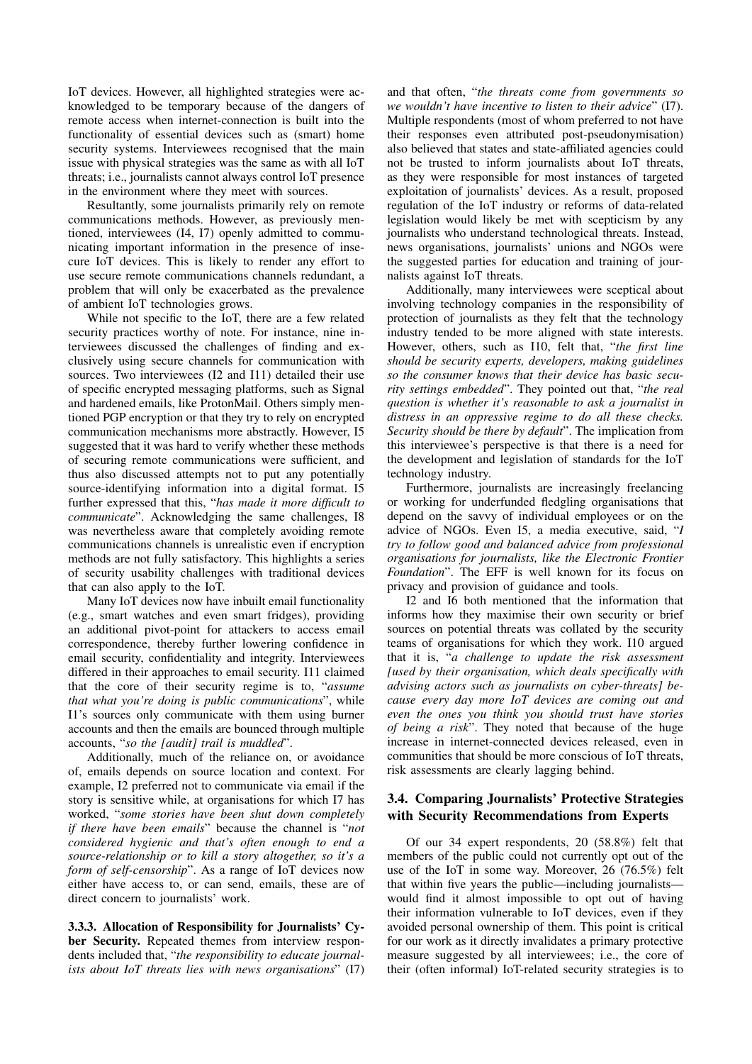IoT devices. However, all highlighted strategies were acknowledged to be temporary because of the dangers of remote access when internet-connection is built into the functionality of essential devices such as (smart) home security systems. Interviewees recognised that the main issue with physical strategies was the same as with all IoT threats; i.e., journalists cannot always control IoT presence in the environment where they meet with sources.

Resultantly, some journalists primarily rely on remote communications methods. However, as previously mentioned, interviewees (I4, I7) openly admitted to communicating important information in the presence of insecure IoT devices. This is likely to render any effort to use secure remote communications channels redundant, a problem that will only be exacerbated as the prevalence of ambient IoT technologies grows.

While not specific to the IoT, there are a few related security practices worthy of note. For instance, nine interviewees discussed the challenges of finding and exclusively using secure channels for communication with sources. Two interviewees (I2 and I11) detailed their use of specific encrypted messaging platforms, such as Signal and hardened emails, like ProtonMail. Others simply mentioned PGP encryption or that they try to rely on encrypted communication mechanisms more abstractly. However, I5 suggested that it was hard to verify whether these methods of securing remote communications were sufficient, and thus also discussed attempts not to put any potentially source-identifying information into a digital format. I5 further expressed that this, "*has made it more difficult to communicate*". Acknowledging the same challenges, I8 was nevertheless aware that completely avoiding remote communications channels is unrealistic even if encryption methods are not fully satisfactory. This highlights a series of security usability challenges with traditional devices that can also apply to the IoT.

Many IoT devices now have inbuilt email functionality (e.g., smart watches and even smart fridges), providing an additional pivot-point for attackers to access email correspondence, thereby further lowering confidence in email security, confidentiality and integrity. Interviewees differed in their approaches to email security. I11 claimed that the core of their security regime is to, "*assume that what you're doing is public communications*", while I1's sources only communicate with them using burner accounts and then the emails are bounced through multiple accounts, "*so the [audit] trail is muddled*".

Additionally, much of the reliance on, or avoidance of, emails depends on source location and context. For example, I2 preferred not to communicate via email if the story is sensitive while, at organisations for which I7 has worked, "*some stories have been shut down completely if there have been emails*" because the channel is "*not considered hygienic and that's often enough to end a source-relationship or to kill a story altogether, so it's a form of self-censorship*". As a range of IoT devices now either have access to, or can send, emails, these are of direct concern to journalists' work.

**3.3.3. Allocation of Responsibility for Journalists' Cyber Security.** Repeated themes from interview respondents included that, "*the responsibility to educate journalists about IoT threats lies with news organisations*" (I7) and that often, "*the threats come from governments so we wouldn't have incentive to listen to their advice*" (I7). Multiple respondents (most of whom preferred to not have their responses even attributed post-pseudonymisation) also believed that states and state-affiliated agencies could not be trusted to inform journalists about IoT threats, as they were responsible for most instances of targeted exploitation of journalists' devices. As a result, proposed regulation of the IoT industry or reforms of data-related legislation would likely be met with scepticism by any journalists who understand technological threats. Instead, news organisations, journalists' unions and NGOs were the suggested parties for education and training of journalists against IoT threats.

Additionally, many interviewees were sceptical about involving technology companies in the responsibility of protection of journalists as they felt that the technology industry tended to be more aligned with state interests. However, others, such as I10, felt that, "*the first line should be security experts, developers, making guidelines so the consumer knows that their device has basic security settings embedded*". They pointed out that, "*the real question is whether it's reasonable to ask a journalist in distress in an oppressive regime to do all these checks. Security should be there by default*". The implication from this interviewee's perspective is that there is a need for the development and legislation of standards for the IoT technology industry.

Furthermore, journalists are increasingly freelancing or working for underfunded fledgling organisations that depend on the savvy of individual employees or on the advice of NGOs. Even I5, a media executive, said, "*I try to follow good and balanced advice from professional organisations for journalists, like the Electronic Frontier Foundation*". The EFF is well known for its focus on privacy and provision of guidance and tools.

I2 and I6 both mentioned that the information that informs how they maximise their own security or brief sources on potential threats was collated by the security teams of organisations for which they work. I10 argued that it is, "*a challenge to update the risk assessment [used by their organisation, which deals specifically with advising actors such as journalists on cyber-threats] because every day more IoT devices are coming out and even the ones you think you should trust have stories of being a risk*". They noted that because of the huge increase in internet-connected devices released, even in communities that should be more conscious of IoT threats, risk assessments are clearly lagging behind.

### 3.4. Comparing Journalists' Protective Strategies with Security Recommendations from Experts

Of our 34 expert respondents, 20 (58.8%) felt that members of the public could not currently opt out of the use of the IoT in some way. Moreover, 26 (76.5%) felt that within five years the public—including journalists—would find it almost impossible to opt out of having their information vulnerable to IoT devices, even if they avoided personal ownership of them. This point is critical for our work as it directly invalidates a primary protective measure suggested by all interviewees; i.e., the core of their (often informal) IoT-related security strategies is to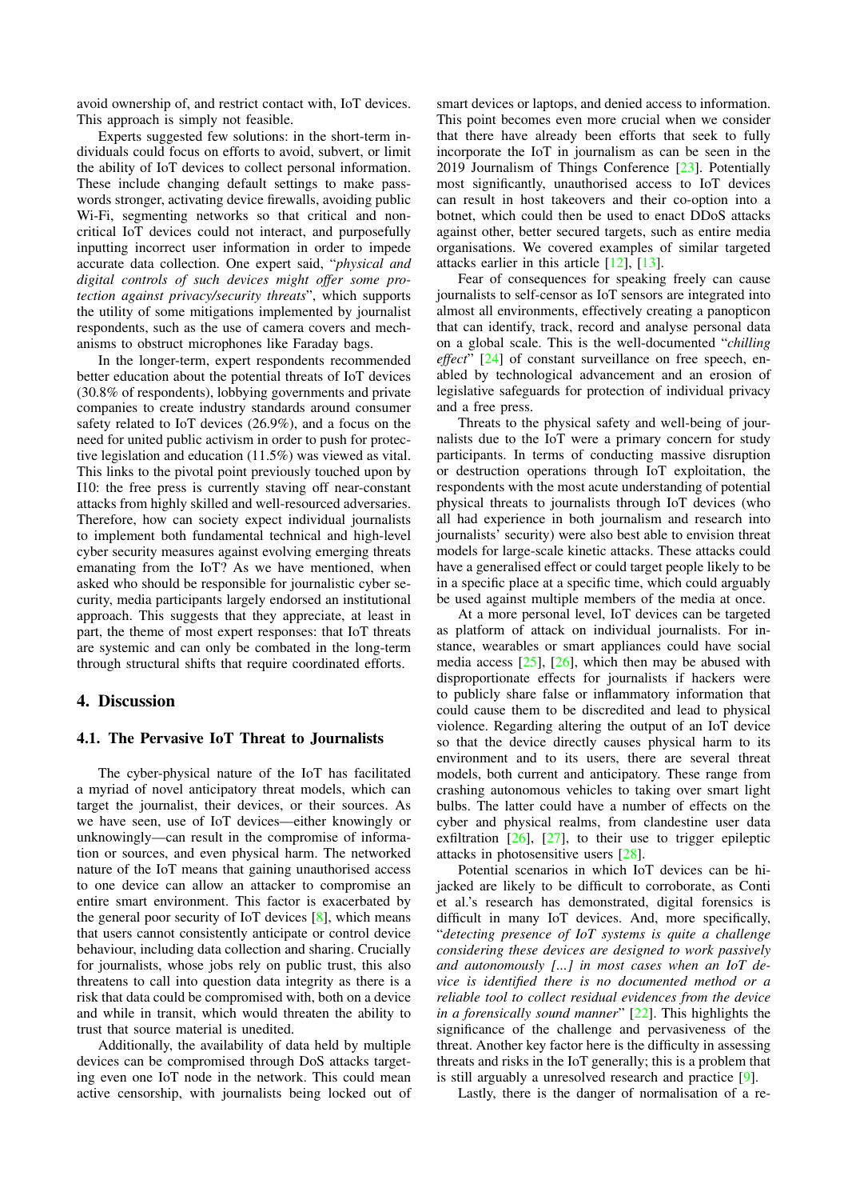avoid ownership of, and restrict contact with, IoT devices. This approach is simply not feasible.

Experts suggested few solutions: in the short-term individuals could focus on efforts to avoid, subvert, or limit the ability of IoT devices to collect personal information. These include changing default settings to make passwords stronger, activating device firewalls, avoiding public Wi-Fi, segmenting networks so that critical and non-critical IoT devices could not interact, and purposefully inputting incorrect user information in order to impede accurate data collection. One expert said, "*physical and digital controls of such devices might offer some protection against privacy/security threats*", which supports the utility of some mitigations implemented by journalist respondents, such as the use of camera covers and mechanisms to obstruct microphones like Faraday bags.

In the longer-term, expert respondents recommended better education about the potential threats of IoT devices (30.8% of respondents), lobbying governments and private companies to create industry standards around consumer safety related to IoT devices (26.9%), and a focus on the need for united public activism in order to push for protective legislation and education (11.5%) was viewed as vital. This links to the pivotal point previously touched upon by I10: the free press is currently staving off near-constant attacks from highly skilled and well-resourced adversaries. Therefore, how can society expect individual journalists to implement both fundamental technical and high-level cyber security measures against evolving emerging threats emanating from the IoT? As we have mentioned, when asked who should be responsible for journalistic cyber security, media participants largely endorsed an institutional approach. This suggests that they appreciate, at least in part, the theme of most expert responses: that IoT threats are systemic and can only be combated in the long-term through structural shifts that require coordinated efforts.

## 4. Discussion

### 4.1. The Pervasive IoT Threat to Journalists

The cyber-physical nature of the IoT has facilitated a myriad of novel anticipatory threat models, which can target the journalist, their devices, or their sources. As we have seen, use of IoT devices—either knowingly or unknowingly—can result in the compromise of information or sources, and even physical harm. The networked nature of the IoT means that gaining unauthorised access to one device can allow an attacker to compromise an entire smart environment. This factor is exacerbated by the general poor security of IoT devices [8], which means that users cannot consistently anticipate or control device behaviour, including data collection and sharing. Crucially for journalists, whose jobs rely on public trust, this also threatens to call into question data integrity as there is a risk that data could be compromised with, both on a device and while in transit, which would threaten the ability to trust that source material is unedited.

Additionally, the availability of data held by multiple devices can be compromised through DoS attacks targeting even one IoT node in the network. This could mean active censorship, with journalists being locked out of smart devices or laptops, and denied access to information. This point becomes even more crucial when we consider that there have already been efforts that seek to fully incorporate the IoT in journalism as can be seen in the 2019 Journalism of Things Conference [23]. Potentially most significantly, unauthorised access to IoT devices can result in host takeovers and their co-option into a botnet, which could then be used to enact DDoS attacks against other, better secured targets, such as entire media organisations. We covered examples of similar targeted attacks earlier in this article [12], [13].

Fear of consequences for speaking freely can cause journalists to self-censor as IoT sensors are integrated into almost all environments, effectively creating a panopticon that can identify, track, record and analyse personal data on a global scale. This is the well-documented "*chilling effect*" [24] of constant surveillance on free speech, enabled by technological advancement and an erosion of legislative safeguards for protection of individual privacy and a free press.

Threats to the physical safety and well-being of journalists due to the IoT were a primary concern for study participants. In terms of conducting massive disruption or destruction operations through IoT exploitation, the respondents with the most acute understanding of potential physical threats to journalists through IoT devices (who all had experience in both journalism and research into journalists' security) were also best able to envision threat models for large-scale kinetic attacks. These attacks could have a generalised effect or could target people likely to be in a specific place at a specific time, which could arguably be used against multiple members of the media at once.

At a more personal level, IoT devices can be targeted as platform of attack on individual journalists. For instance, wearables or smart appliances could have social media access [25], [26], which then may be abused with disproportionate effects for journalists if hackers were to publicly share false or inflammatory information that could cause them to be discredited and lead to physical violence. Regarding altering the output of an IoT device so that the device directly causes physical harm to its environment and to its users, there are several threat models, both current and anticipatory. These range from crashing autonomous vehicles to taking over smart light bulbs. The latter could have a number of effects on the cyber and physical realms, from clandestine user data exfiltration [26], [27], to their use to trigger epileptic attacks in photosensitive users [28].

Potential scenarios in which IoT devices can be hijacked are likely to be difficult to corroborate, as Conti et al.'s research has demonstrated, digital forensics is difficult in many IoT devices. And, more specifically, "*detecting presence of IoT systems is quite a challenge considering these devices are designed to work passively and autonomously [...] in most cases when an IoT device is identified there is no documented method or a reliable tool to collect residual evidences from the device in a forensically sound manner*" [22]. This highlights the significance of the challenge and pervasiveness of the threat. Another key factor here is the difficulty in assessing threats and risks in the IoT generally; this is a problem that is still arguably a unresolved research and practice [9].

Lastly, there is the danger of normalisation of a re-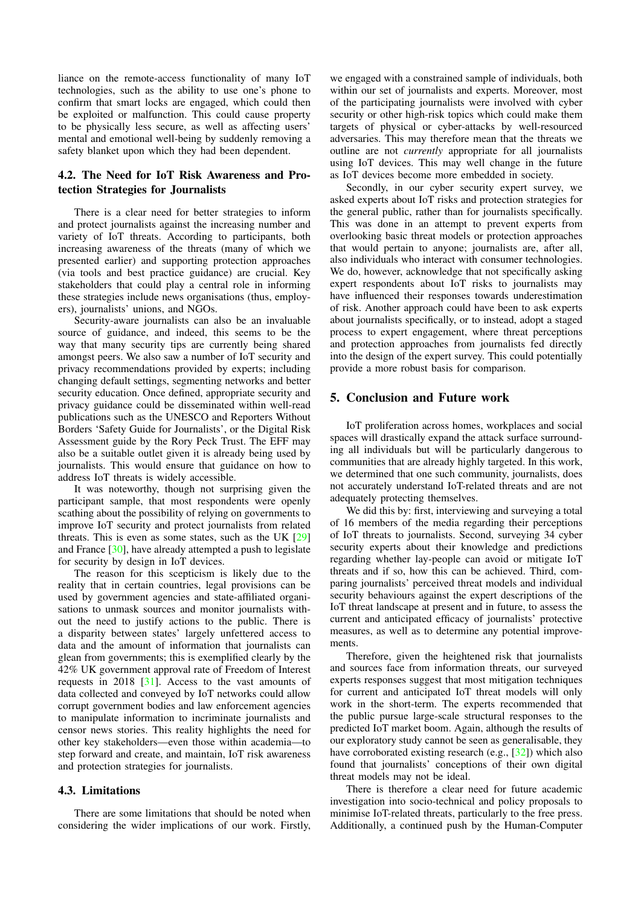liance on the remote-access functionality of many IoT technologies, such as the ability to use one's phone to confirm that smart locks are engaged, which could then be exploited or malfunction. This could cause property to be physically less secure, as well as affecting users' mental and emotional well-being by suddenly removing a safety blanket upon which they had been dependent.

### 4.2. The Need for IoT Risk Awareness and Protection Strategies for Journalists

There is a clear need for better strategies to inform and protect journalists against the increasing number and variety of IoT threats. According to participants, both increasing awareness of the threats (many of which we presented earlier) and supporting protection approaches (via tools and best practice guidance) are crucial. Key stakeholders that could play a central role in informing these strategies include news organisations (thus, employers), journalists' unions, and NGOs.

Security-aware journalists can also be an invaluable source of guidance, and indeed, this seems to be the way that many security tips are currently being shared amongst peers. We also saw a number of IoT security and privacy recommendations provided by experts; including changing default settings, segmenting networks and better security education. Once defined, appropriate security and privacy guidance could be disseminated within well-read publications such as the UNESCO and Reporters Without Borders 'Safety Guide for Journalists', or the Digital Risk Assessment guide by the Rory Peck Trust. The EFF may also be a suitable outlet given it is already being used by journalists. This would ensure that guidance on how to address IoT threats is widely accessible.

It was noteworthy, though not surprising given the participant sample, that most respondents were openly scathing about the possibility of relying on governments to improve IoT security and protect journalists from related threats. This is even as some states, such as the UK [29] and France [30], have already attempted a push to legislate for security by design in IoT devices.

The reason for this scepticism is likely due to the reality that in certain countries, legal provisions can be used by government agencies and state-affiliated organisations to unmask sources and monitor journalists without the need to justify actions to the public. There is a disparity between states' largely unfettered access to data and the amount of information that journalists can glean from governments; this is exemplified clearly by the 42% UK government approval rate of Freedom of Interest requests in 2018 [31]. Access to the vast amounts of data collected and conveyed by IoT networks could allow corrupt government bodies and law enforcement agencies to manipulate information to incriminate journalists and censor news stories. This reality highlights the need for other key stakeholders—even those within academia—to step forward and create, and maintain, IoT risk awareness and protection strategies for journalists.

### 4.3. Limitations

There are some limitations that should be noted when considering the wider implications of our work. Firstly, we engaged with a constrained sample of individuals, both within our set of journalists and experts. Moreover, most of the participating journalists were involved with cyber security or other high-risk topics which could make them targets of physical or cyber-attacks by well-resourced adversaries. This may therefore mean that the threats we outline are not *currently* appropriate for all journalists using IoT devices. This may well change in the future as IoT devices become more embedded in society.

Secondly, in our cyber security expert survey, we asked experts about IoT risks and protection strategies for the general public, rather than for journalists specifically. This was done in an attempt to prevent experts from overlooking basic threat models or protection approaches that would pertain to anyone; journalists are, after all, also individuals who interact with consumer technologies. We do, however, acknowledge that not specifically asking expert respondents about IoT risks to journalists may have influenced their responses towards underestimation of risk. Another approach could have been to ask experts about journalists specifically, or to instead, adopt a staged process to expert engagement, where threat perceptions and protection approaches from journalists fed directly into the design of the expert survey. This could potentially provide a more robust basis for comparison.

## 5. Conclusion and Future work

IoT proliferation across homes, workplaces and social spaces will drastically expand the attack surface surrounding all individuals but will be particularly dangerous to communities that are already highly targeted. In this work, we determined that one such community, journalists, does not accurately understand IoT-related threats and are not adequately protecting themselves.

We did this by: first, interviewing and surveying a total of 16 members of the media regarding their perceptions of IoT threats to journalists. Second, surveying 34 cyber security experts about their knowledge and predictions regarding whether lay-people can avoid or mitigate IoT threats and if so, how this can be achieved. Third, comparing journalists' perceived threat models and individual security behaviours against the expert descriptions of the IoT threat landscape at present and in future, to assess the current and anticipated efficacy of journalists' protective measures, as well as to determine any potential improvements.

Therefore, given the heightened risk that journalists and sources face from information threats, our surveyed experts responses suggest that most mitigation techniques for current and anticipated IoT threat models will only work in the short-term. The experts recommended that the public pursue large-scale structural responses to the predicted IoT market boom. Again, although the results of our exploratory study cannot be seen as generalisable, they have corroborated existing research (e.g., [32]) which also found that journalists' conceptions of their own digital threat models may not be ideal.

There is therefore a clear need for future academic investigation into socio-technical and policy proposals to minimise IoT-related threats, particularly to the free press. Additionally, a continued push by the Human-Computer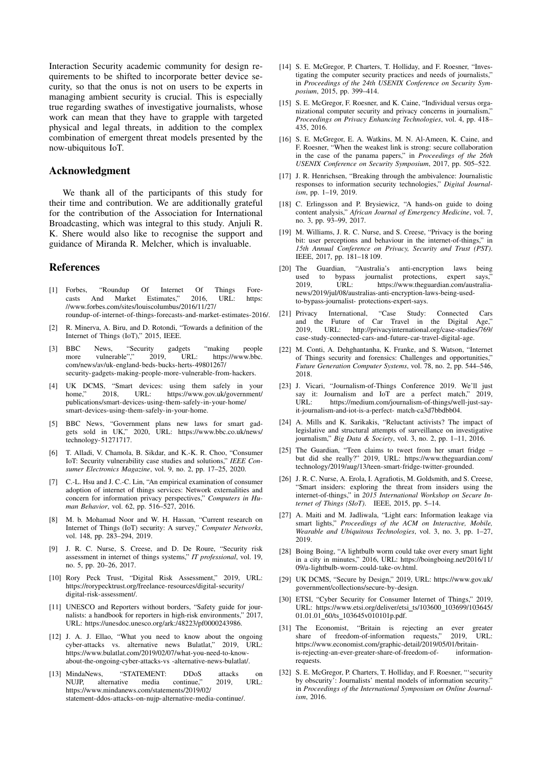Interaction Security academic community for design requirements to be shifted to incorporate better device security, so that the onus is not on users to be experts in managing ambient security is crucial. This is especially true regarding swathes of investigative journalists, whose work can mean that they have to grapple with targeted physical and legal threats, in addition to the complex combination of emergent threat models presented by the now-ubiquitous IoT.

## Acknowledgment

We thank all of the participants of this study for their time and contribution. We are additionally grateful for the contribution of the Association for International Broadcasting, which was integral to this study. Anjuli R. K. Shere would also like to recognise the support and guidance of Miranda R. Melcher, which is invaluable.

## References

[1] Forbes, "Roundup Of Internet Of Things Forecasts And Market Estimates," 2016, URL: https://www.forbes.com/sites/louiscolumbus/2016/11/27/roundup-of-internet-of-things-forecasts-and-market-estimates-2016/.

[2] R. Minerva, A. Biru, and D. Rotondi, "Towards a definition of the Internet of Things (IoT)," 2015, IEEE.

[3] BBC News, "Security gadgets "making people more vulnerable"," 2019, URL: https://www.bbc.com/news/av/uk-england-beds-bucks-herts-49801267/security-gadgets-making-people-more-vulnerable-from-hackers.

[4] UK DCMS, "Smart devices: using them safely in your home," 2018, URL: https://www.gov.uk/government/publications/smart-devices-using-them-safely-in-your-home/smart-devices-using-them-safely-in-your-home.

[5] BBC News, "Government plans new laws for smart gadgets sold in UK," 2020, URL: https://www.bbc.co.uk/news/technology-51271717.

[6] T. Alladi, V. Chamola, B. Sikdar, and K.-K. R. Choo, "Consumer IoT: Security vulnerability case studies and solutions," *IEEE Consumer Electronics Magazine*, vol. 9, no. 2, pp. 17–25, 2020.

[7] C.-L. Hsu and J. C.-C. Lin, "An empirical examination of consumer adoption of internet of things services: Network externalities and concern for information privacy perspectives," *Computers in Human Behavior*, vol. 62, pp. 516–527, 2016.

[8] M. b. Mohamad Noor and W. H. Hassan, "Current research on Internet of Things (IoT) security: A survey," *Computer Networks*, vol. 148, pp. 283–294, 2019.

[9] J. R. C. Nurse, S. Creese, and D. De Roure, "Security risk assessment in internet of things systems," *IT professional*, vol. 19, no. 5, pp. 20–26, 2017.

[10] Rory Peck Trust, "Digital Risk Assessment," 2019, URL: https://rorypecktrust.org/freelance-resources/digital-security/digital-risk-assessment/.

[11] UNESCO and Reporters without borders, "Safety guide for journalists: a handbook for reporters in high-risk environments," 2017, URL: https://unesdoc.unesco.org/ark:/48223/pf0000243986.

[12] J. A. J. Ellao, "What you need to know about the ongoing cyber-attacks vs. alternative news Bulatlat," 2019, URL: https://www.bulatlat.com/2019/02/07/what-you-need-to-know-about-the-ongoing-cyber-attacks-vs -alternative-news-bulatlat/.

[13] MindaNews, "STATEMENT: DDoS attacks on NUJP, alternative media continue," 2019, URL: https://www.mindanews.com/statements/2019/02/statement-ddos-attacks-on-nujp-alternative-media-continue/.

[14] S. E. McGregor, P. Charters, T. Holliday, and F. Roesner, "Investigating the computer security practices and needs of journalists," in *Proceedings of the 24th USENIX Conference on Security Symposium*, 2015, pp. 399–414.

[15] S. E. McGregor, F. Roesner, and K. Caine, "Individual versus organizational computer security and privacy concerns in journalism," *Proceedings on Privacy Enhancing Technologies*, vol. 4, pp. 418–435, 2016.

[16] S. E. McGregor, E. A. Watkins, M. N. Al-Ameen, K. Caine, and F. Roesner, "When the weakest link is strong: secure collaboration in the case of the panama papers," in *Proceedings of the 26th USENIX Conference on Security Symposium*, 2017, pp. 505–522.

[17] J. R. Henrichsen, "Breaking through the ambivalence: Journalistic responses to information security technologies," *Digital Journalism*, pp. 1–19, 2019.

[18] C. Erlingsson and P. Brysiewicz, "A hands-on guide to doing content analysis," *African Journal of Emergency Medicine*, vol. 7, no. 3, pp. 93–99, 2017.

[19] M. Williams, J. R. C. Nurse, and S. Creese, "Privacy is the boring bit: user perceptions and behaviour in the internet-of-things," in *15th Annual Conference on Privacy, Security and Trust (PST)*. IEEE, 2017, pp. 181–18 109.

[20] The Guardian, "Australia's anti-encryption laws being used to bypass journalist protections, expert says," 2019, URL: https://www.theguardian.com/australia-news/2019/jul/08/australias-anti-encryption-laws-being-used-to-bypass-journalist- protections-expert-says.

[21] Privacy International, "Case Study: Connected Cars and the Future of Car Travel in the Digital Age," 2019, URL: http://privacyinternational.org/case-studies/769/case-study-connected-cars-and-future-car-travel-digital-age.

[22] M. Conti, A. Dehghantanha, K. Franke, and S. Watson, "Internet of Things security and forensics: Challenges and opportunities," *Future Generation Computer Systems*, vol. 78, no. 2, pp. 544–546, 2018.

[23] J. Vicari, "Journalism-of-Things Conference 2019. We'll just say it: Journalism and IoT are a perfect match," 2019, URL: https://medium.com/journalism-of-things/well-just-say-it-journalism-and-iot-is-a-perfect- match-ca3d7bbdbb04.

[24] A. Mills and K. Sarikakis, "Reluctant activists? The impact of legislative and structural attempts of surveillance on investigative journalism," *Big Data & Society*, vol. 3, no. 2, pp. 1–11, 2016.

[25] The Guardian, "Teen claims to tweet from her smart fridge – but did she really?" 2019, URL: https://www.theguardian.com/technology/2019/aug/13/teen-smart-fridge-twitter-grounded.

[26] J. R. C. Nurse, A. Erola, I. Agrafiotis, M. Goldsmith, and S. Creese, "Smart insiders: exploring the threat from insiders using the internet-of-things," in *2015 International Workshop on Secure Internet of Things (SIoT)*. IEEE, 2015, pp. 5–14.

[27] A. Maiti and M. Jadliwala, "Light ears: Information leakage via smart lights," *Proceedings of the ACM on Interactive, Mobile, Wearable and Ubiquitous Technologies*, vol. 3, no. 3, pp. 1–27, 2019.

[28] Boing Boing, "A lightbulb worm could take over every smart light in a city in minutes," 2016, URL: https://boingboing.net/2016/11/09/a-lightbulb-worm-could-take-ov.html.

[29] UK DCMS, "Secure by Design," 2019, URL: https://www.gov.uk/government/collections/secure-by-design.

[30] ETSI, "Cyber Security for Consumer Internet of Things," 2019, URL: https://www.etsi.org/deliver/etsi_ts/103600_103699/103645/01.01.01_60/ts_103645v010101p.pdf.

[31] The Economist, "Britain is rejecting an ever greater share of freedom-of-information requests," 2019, URL: https://www.economist.com/graphic-detail/2019/05/01/britain-is-rejecting-an-ever-greater-share-of-freedom-of- information-requests.

[32] S. E. McGregor, P. Charters, T. Holliday, and F. Roesner, "'security by obscurity': Journalists' mental models of information security." in *Proceedings of the International Symposium on Online Journalism*, 2016.